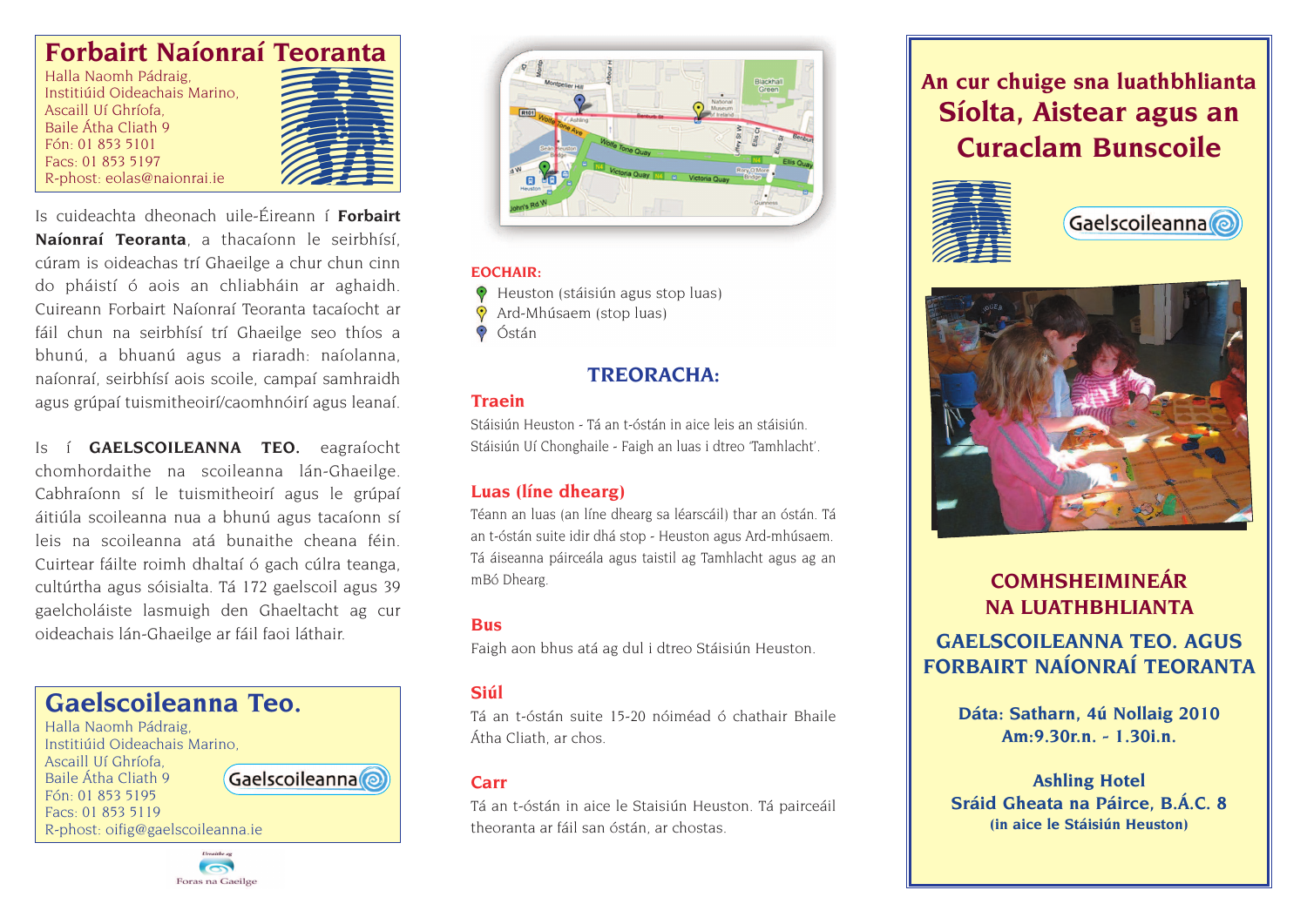## Forbairt Naíonraí Teoranta

Halla Naomh Pádraig,
Institiúid Oideachais Marino,
Ascaill Uí Ghríofa,
Baile Átha Cliath 9
Fón: 01 853 5101
Facs: 01 853 5197
R-phost: eolas@naionrai.ie

Is cuideachta dheonach uile-Éireann í **Forbairt Naíonraí Teoranta**, a thacaíonn le seirbhísí, cúram is oideachas trí Ghaeilge a chur chun cinn do pháistí ó aois an chliabháin ar aghaidh. Cuireann Forbairt Naíonraí Teoranta tacaíocht ar fáil chun na seirbhísí trí Ghaeilge seo thíos a bhunú, a bhuanú agus a riaradh: naíolanna, naíonraí, seirbhísí aois scoile, campaí samhraidh agus grúpaí tuismitheoirí/caomhnóirí agus leanaí.

Is í **GAELSCOILEANNA TEO.** eagraíocht chomhordaithe na scoileanna lán-Ghaeilge. Cabhraíonn sí le tuismitheoirí agus le grúpaí áitiúla scoileanna nua a bhunú agus tacaíonn sí leis na scoileanna atá bunaithe cheana féin. Cuirtear fáilte roimh dhaltaí ó gach cúlra teanga, cultúrtha agus sóisialta. Tá 172 gaelscoil agus 39 gaelcholáiste lasmuigh den Ghaeltacht ag cur oideachais lán-Ghaeilge ar fáil faoi láthair.

## Gaelscoileanna Teo.

Halla Naomh Pádraig,
Institiúid Oideachais Marino,
Ascaill Uí Ghríofa,
Baile Átha Cliath 9
Fón: 01 853 5195
Facs: 01 853 5119
R-phost: oifig@gaelscoileanna.ie

Urraithe ag Foras na Gaeilge

**EOCHAIR:**

- Heuston (stáisiún agus stop luas)
- Ard-Mhúsaem (stop luas)
- Óstán

## TREORACHA:

### Traein

Stáisiún Heuston - Tá an t-óstán in aice leis an stáisiún.
Stáisiún Uí Chonghaile - Faigh an luas i dtreo 'Tamhlacht'.

### Luas (líne dhearg)

Téann an luas (an líne dhearg sa léarscáil) thar an óstán. Tá an t-óstán suite idir dhá stop - Heuston agus Ard-mhúsaem. Tá áiseanna páirceála agus taistil ag Tamhlacht agus ag an mBó Dhearg.

### Bus

Faigh aon bhus atá ag dul i dtreo Stáisiún Heuston.

### Siúl

Tá an t-óstán suite 15-20 nóiméad ó chathair Bhaile Átha Cliath, ar chos.

### Carr

Tá an t-óstán in aice le Staisiún Heuston. Tá pairceáil theoranta ar fáil san óstán, ar chostas.

## An cur chuige sna luathbhlianta

# Síolta, Aistear agus an Curaclam Bunscoile

Gaelscoileanna

## COMHSHEIMINEÁR NA LUATHBHLIANTA

## GAELSCOILEANNA TEO. AGUS FORBAIRT NAÍONRAÍ TEORANTA

**Dáta: Satharn, 4ú Nollaig 2010**
**Am:9.30r.n. - 1.30i.n.**

**Ashling Hotel**
**Sráid Gheata na Páirce, B.Á.C. 8**
**(in aice le Stáisiún Heuston)**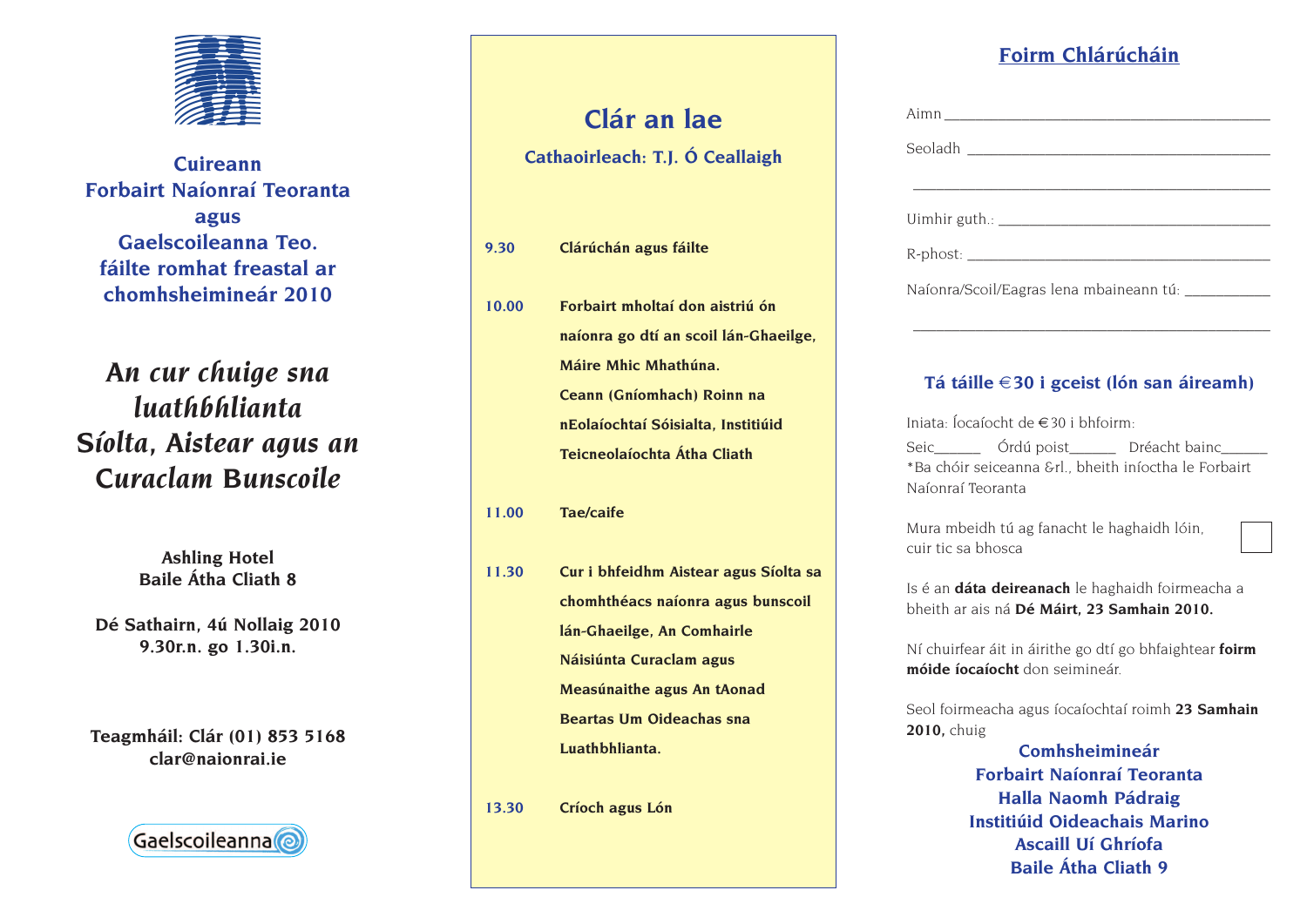**Cuireann**
**Forbairt Naíonraí Teoranta**
**agus**
**Gaelscoileanna Teo.**
**fáilte romhat freastal ar**
**chomhsheimineár 2010**

# *An cur chuige sna luathbhlianta Síólta, Aistear agus an Curaclam Bunscoile*

**Ashling Hotel**
**Baile Átha Cliath 8**

**Dé Sathairn, 4ú Nollaig 2010**
**9.30r.n. go 1.30i.n.**

**Teagmháil: Clár (01) 853 5168**
**clar@naionrai.ie**

Gaelscoileanna

## Clár an lae

**Cathaoirleach: T.J. Ó Ceallaigh**

| | |
|---|---|
| 9.30 | **Clárúchán agus fáilte** |
| 10.00 | **Forbairt mholtaí don aistriú ón naíonra go dtí an scoil lán-Ghaeilge, Máire Mhic Mhathúna. Ceann (Gníomhach) Roinn na nEolaíochtaí Sóisialta, Institiúid Teicneolaíochta Átha Cliath** |
| 11.00 | **Tae/caife** |
| 11.30 | **Cur i bhfeidhm Aistear agus Síolta sa chomhthéacs naíonra agus bunscoil lán-Ghaeilge, An Comhairle Náisiúnta Curaclam agus Measúnaithe agus An tAonad Beartas Um Oideachas sna Luathbhlianta.** |
| 13.30 | **Críoch agus Lón** |

## Foirm Chlárúcháin

Aimn ____________________________________

Seoladh __________________________________

__________________________________________

Uimhir guth.: _____________________________

R-phost: _________________________________

Naíonra/Scoil/Eagras lena mbaineann tú: ___________

__________________________________________

### Tá táille €30 i gceist (lón san áireamh)

Iniata: Íocaíocht de €30 i bhfoirm:

Seic______ Órdú poist______ Dréacht bainc______

*Ba chóir seiceanna &rl., bheith iníoctha le Forbairt Naíonraí Teoranta

Mura mbeidh tú ag fanacht le haghaidh lóin, cuir tic sa bhosca ☐

Is é an **dáta deireanach** le haghaidh foirmeacha a bheith ar ais ná **Dé Máirt, 23 Samhain 2010.**

Ní chuirfear áit in áirithe go dtí go bhfaightear **foirm móide íocaíocht** don seimineár.

Seol foirmeacha agus íocaíochtaí roimh **23 Samhain 2010,** chuig

**Comhsheimineár**
**Forbairt Naíonraí Teoranta**
**Halla Naomh Pádraig**
**Institiúid Oideachais Marino**
**Ascaill Uí Ghríofa**
**Baile Átha Cliath 9**